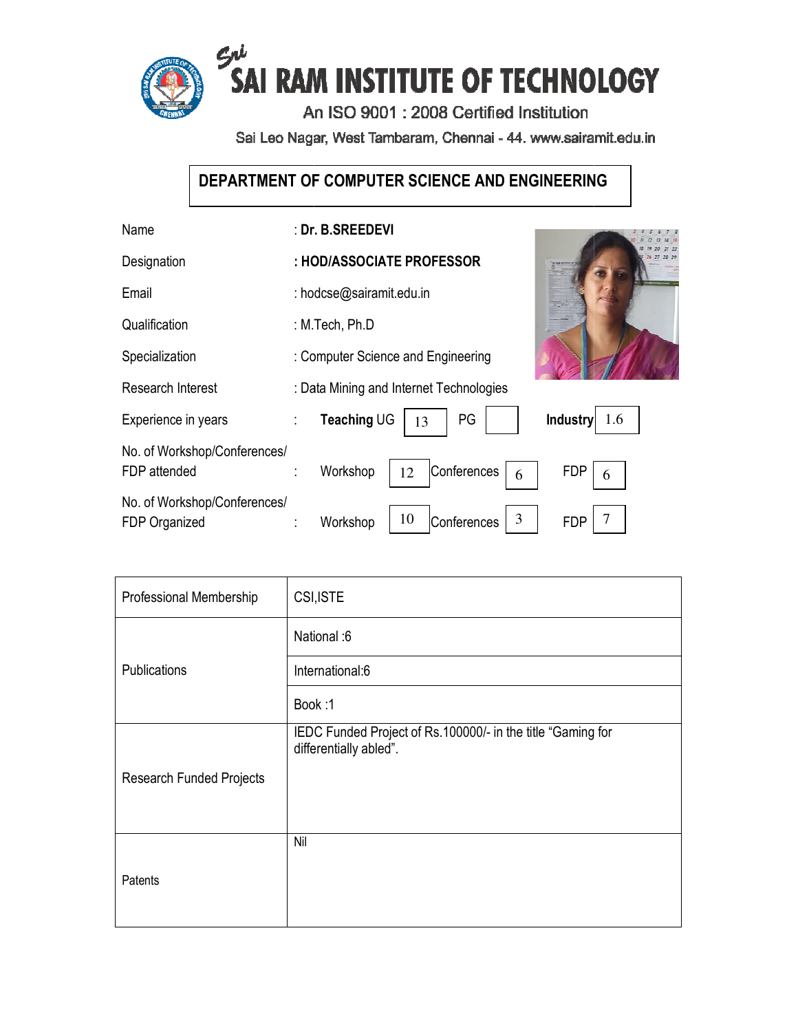# SAI RAM INSTITUTE OF TECHNOLOGY

An ISO 9001 : 2008 Certified Institution

Sai Leo Nagar, West Tambaram, Chennai - 44. www.sairamit.edu.in

## DEPARTMENT OF COMPUTER SCIENCE AND ENGINEERING

| | |
|---|---|
| Name | : **Dr. B.SREEDEVI** |
| Designation | **: HOD/ASSOCIATE PROFESSOR** |
| Email | : hodcse@sairamit.edu.in |
| Qualification | : M.Tech, Ph.D |
| Specialization | : Computer Science and Engineering |
| Research Interest | : Data Mining and Internet Technologies |
| Experience in years | : **Teaching** UG 13 PG  **Industry** 1.6 |
| No. of Workshop/Conferences/ FDP attended | : Workshop 12 Conferences 6 FDP 6 |
| No. of Workshop/Conferences/ FDP Organized | : Workshop 10 Conferences 3 FDP 7 |

| | |
|---|---|
| Professional Membership | CSI,ISTE |
| Publications | National :6 |
| | International:6 |
| | Book :1 |
| Research Funded Projects | IEDC Funded Project of Rs.100000/- in the title "Gaming for differentially abled". |
| Patents | Nil |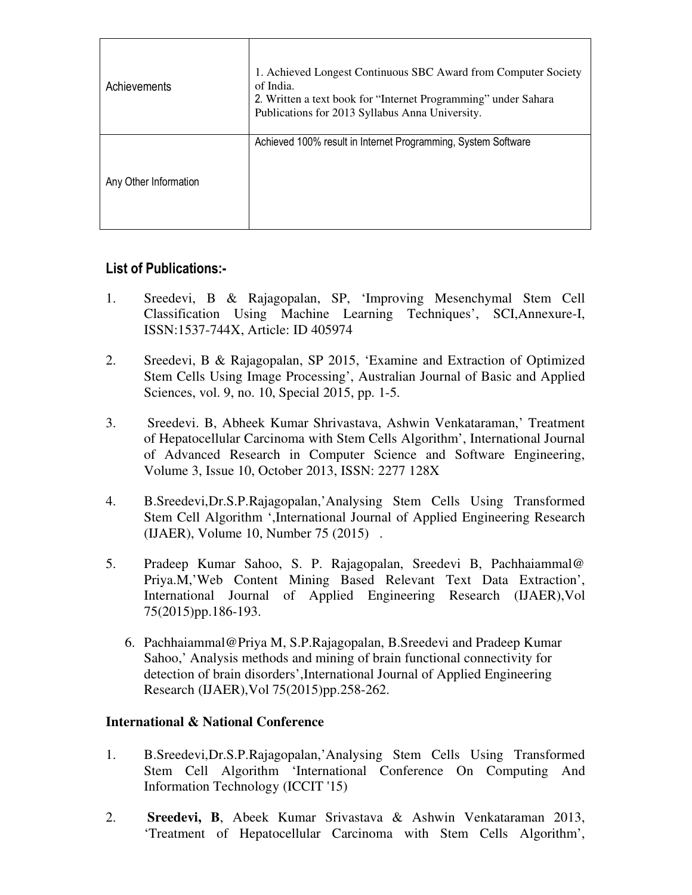| Achievements | 1. Achieved Longest Continuous SBC Award from Computer Society of India.<br>2. Written a text book for "Internet Programming" under Sahara Publications for 2013 Syllabus Anna University. |
|---|---|
| Any Other Information | Achieved 100% result in Internet Programming, System Software |

## List of Publications:-

1. Sreedevi, B & Rajagopalan, SP, 'Improving Mesenchymal Stem Cell Classification Using Machine Learning Techniques', SCI,Annexure-I, ISSN:1537-744X, Article: ID 405974

2. Sreedevi, B & Rajagopalan, SP 2015, 'Examine and Extraction of Optimized Stem Cells Using Image Processing', Australian Journal of Basic and Applied Sciences, vol. 9, no. 10, Special 2015, pp. 1-5.

3. Sreedevi. B, Abheek Kumar Shrivastava, Ashwin Venkataraman,' Treatment of Hepatocellular Carcinoma with Stem Cells Algorithm', International Journal of Advanced Research in Computer Science and Software Engineering, Volume 3, Issue 10, October 2013, ISSN: 2277 128X

4. B.Sreedevi,Dr.S.P.Rajagopalan,'Analysing Stem Cells Using Transformed Stem Cell Algorithm ',International Journal of Applied Engineering Research (IJAER), Volume 10, Number 75 (2015) .

5. Pradeep Kumar Sahoo, S. P. Rajagopalan, Sreedevi B, Pachhaiammal@ Priya.M,'Web Content Mining Based Relevant Text Data Extraction', International Journal of Applied Engineering Research (IJAER),Vol 75(2015)pp.186-193.

6. Pachhaiammal@Priya M, S.P.Rajagopalan, B.Sreedevi and Pradeep Kumar Sahoo,' Analysis methods and mining of brain functional connectivity for detection of brain disorders',International Journal of Applied Engineering Research (IJAER),Vol 75(2015)pp.258-262.

**International & National Conference**

1. B.Sreedevi,Dr.S.P.Rajagopalan,'Analysing Stem Cells Using Transformed Stem Cell Algorithm 'International Conference On Computing And Information Technology (ICCIT '15)

2. **Sreedevi, B**, Abeek Kumar Srivastava & Ashwin Venkataraman 2013, 'Treatment of Hepatocellular Carcinoma with Stem Cells Algorithm',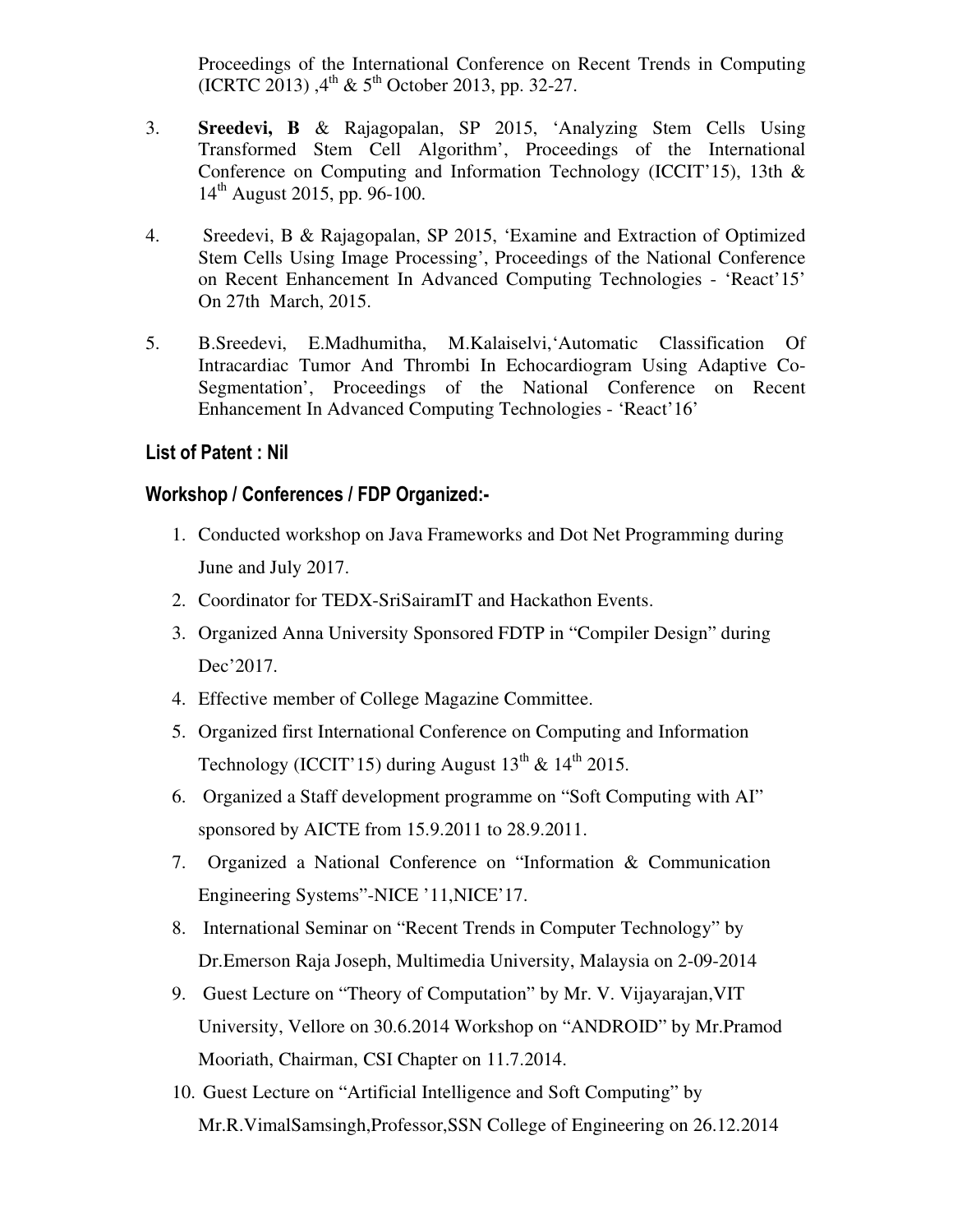Proceedings of the International Conference on Recent Trends in Computing (ICRTC 2013) ,4th & 5th October 2013, pp. 32-27.

3. **Sreedevi, B** & Rajagopalan, SP 2015, 'Analyzing Stem Cells Using Transformed Stem Cell Algorithm', Proceedings of the International Conference on Computing and Information Technology (ICCIT'15), 13th & 14th August 2015, pp. 96-100.

4. Sreedevi, B & Rajagopalan, SP 2015, 'Examine and Extraction of Optimized Stem Cells Using Image Processing', Proceedings of the National Conference on Recent Enhancement In Advanced Computing Technologies - 'React'15' On 27th March, 2015.

5. B.Sreedevi, E.Madhumitha, M.Kalaiselvi,'Automatic Classification Of Intracardiac Tumor And Thrombi In Echocardiogram Using Adaptive Co-Segmentation', Proceedings of the National Conference on Recent Enhancement In Advanced Computing Technologies - 'React'16'

### List of Patent : Nil

### Workshop / Conferences / FDP Organized:-

1. Conducted workshop on Java Frameworks and Dot Net Programming during June and July 2017.
2. Coordinator for TEDX-SriSairamIT and Hackathon Events.
3. Organized Anna University Sponsored FDTP in "Compiler Design" during Dec'2017.
4. Effective member of College Magazine Committee.
5. Organized first International Conference on Computing and Information Technology (ICCIT'15) during August 13th & 14th 2015.
6. Organized a Staff development programme on "Soft Computing with AI" sponsored by AICTE from 15.9.2011 to 28.9.2011.
7. Organized a National Conference on "Information & Communication Engineering Systems"-NICE '11,NICE'17.
8. International Seminar on "Recent Trends in Computer Technology" by Dr.Emerson Raja Joseph, Multimedia University, Malaysia on 2-09-2014
9. Guest Lecture on "Theory of Computation" by Mr. V. Vijayarajan,VIT University, Vellore on 30.6.2014 Workshop on "ANDROID" by Mr.Pramod Mooriath, Chairman, CSI Chapter on 11.7.2014.
10. Guest Lecture on "Artificial Intelligence and Soft Computing" by Mr.R.VimalSamsingh,Professor,SSN College of Engineering on 26.12.2014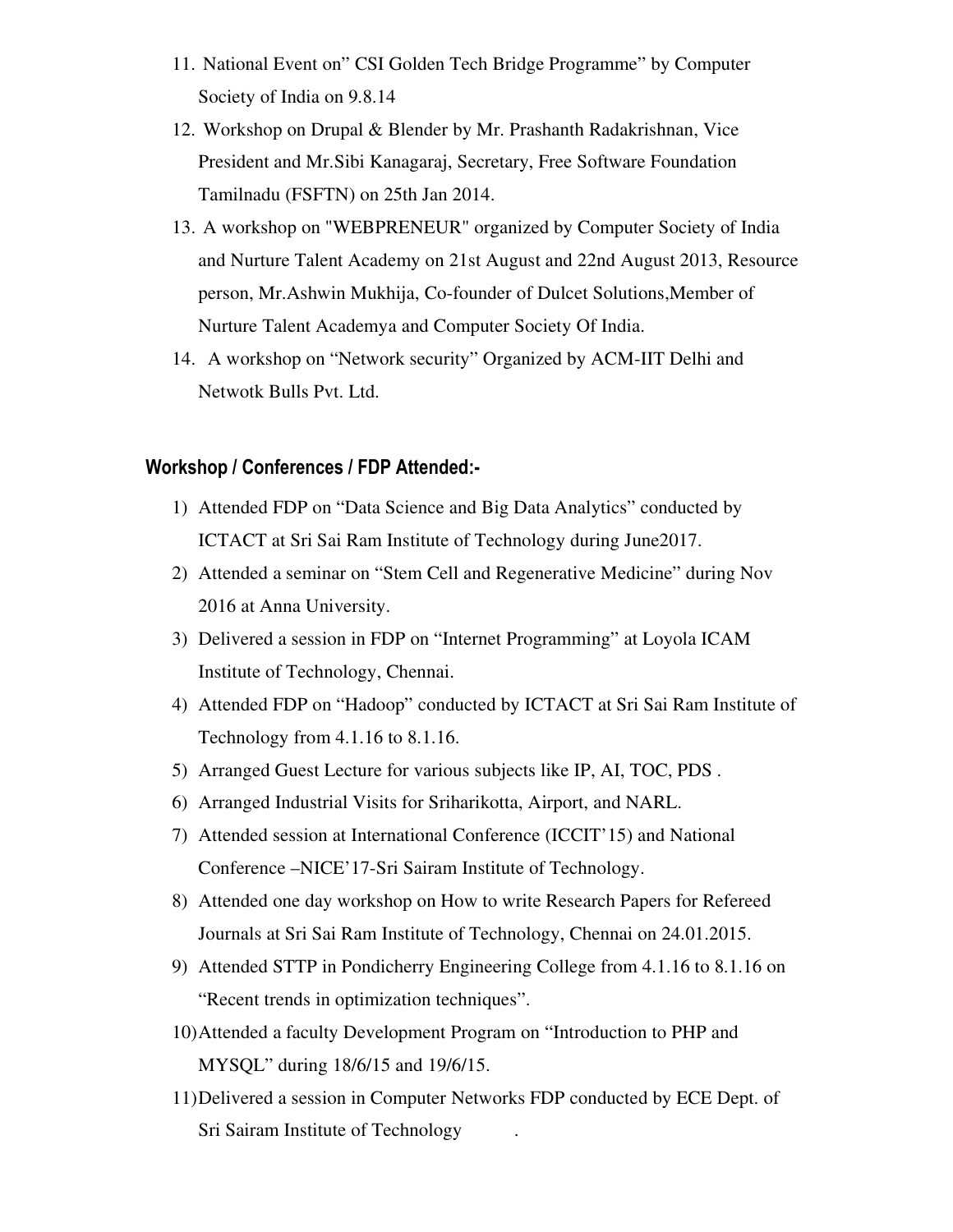11. National Event on" CSI Golden Tech Bridge Programme" by Computer Society of India on 9.8.14
12. Workshop on Drupal & Blender by Mr. Prashanth Radakrishnan, Vice President and Mr.Sibi Kanagaraj, Secretary, Free Software Foundation Tamilnadu (FSFTN) on 25th Jan 2014.
13. A workshop on "WEBPRENEUR" organized by Computer Society of India and Nurture Talent Academy on 21st August and 22nd August 2013, Resource person, Mr.Ashwin Mukhija, Co-founder of Dulcet Solutions,Member of Nurture Talent Academya and Computer Society Of India.
14. A workshop on "Network security" Organized by ACM-IIT Delhi and Netwotk Bulls Pvt. Ltd.

### Workshop / Conferences / FDP Attended:-

1) Attended FDP on "Data Science and Big Data Analytics" conducted by ICTACT at Sri Sai Ram Institute of Technology during June2017.
2) Attended a seminar on "Stem Cell and Regenerative Medicine" during Nov 2016 at Anna University.
3) Delivered a session in FDP on "Internet Programming" at Loyola ICAM Institute of Technology, Chennai.
4) Attended FDP on "Hadoop" conducted by ICTACT at Sri Sai Ram Institute of Technology from 4.1.16 to 8.1.16.
5) Arranged Guest Lecture for various subjects like IP, AI, TOC, PDS .
6) Arranged Industrial Visits for Sriharikotta, Airport, and NARL.
7) Attended session at International Conference (ICCIT'15) and National Conference –NICE'17-Sri Sairam Institute of Technology.
8) Attended one day workshop on How to write Research Papers for Refereed Journals at Sri Sai Ram Institute of Technology, Chennai on 24.01.2015.
9) Attended STTP in Pondicherry Engineering College from 4.1.16 to 8.1.16 on "Recent trends in optimization techniques".
10) Attended a faculty Development Program on "Introduction to PHP and MYSQL" during 18/6/15 and 19/6/15.
11) Delivered a session in Computer Networks FDP conducted by ECE Dept. of Sri Sairam Institute of Technology .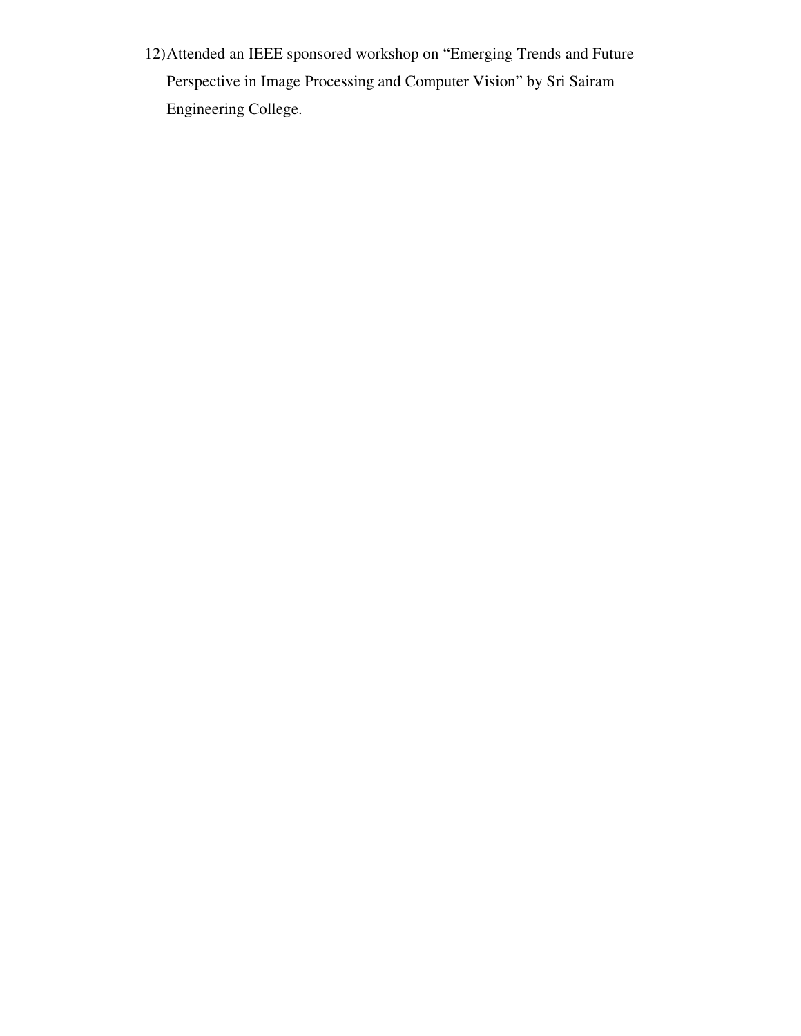12) Attended an IEEE sponsored workshop on “Emerging Trends and Future Perspective in Image Processing and Computer Vision” by Sri Sairam Engineering College.